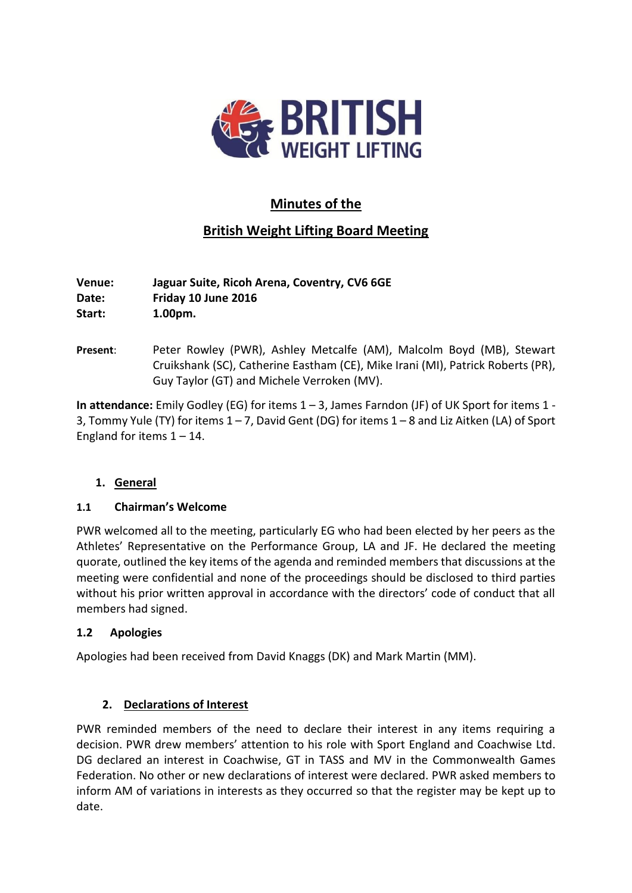# Minutes of the

# British Weight Lifting Board Meeting

**Venue:** **Jaguar Suite, Ricoh Arena, Coventry, CV6 6GE**
**Date:** **Friday 10 June 2016**
**Start:** **1.00pm.**

**Present**: Peter Rowley (PWR), Ashley Metcalfe (AM), Malcolm Boyd (MB), Stewart Cruikshank (SC), Catherine Eastham (CE), Mike Irani (MI), Patrick Roberts (PR), Guy Taylor (GT) and Michele Verroken (MV).

**In attendance:** Emily Godley (EG) for items 1 – 3, James Farndon (JF) of UK Sport for items 1 - 3, Tommy Yule (TY) for items 1 – 7, David Gent (DG) for items 1 – 8 and Liz Aitken (LA) of Sport England for items 1 – 14.

## 1. General

### 1.1 Chairman's Welcome

PWR welcomed all to the meeting, particularly EG who had been elected by her peers as the Athletes' Representative on the Performance Group, LA and JF. He declared the meeting quorate, outlined the key items of the agenda and reminded members that discussions at the meeting were confidential and none of the proceedings should be disclosed to third parties without his prior written approval in accordance with the directors' code of conduct that all members had signed.

### 1.2 Apologies

Apologies had been received from David Knaggs (DK) and Mark Martin (MM).

## 2. Declarations of Interest

PWR reminded members of the need to declare their interest in any items requiring a decision. PWR drew members' attention to his role with Sport England and Coachwise Ltd. DG declared an interest in Coachwise, GT in TASS and MV in the Commonwealth Games Federation. No other or new declarations of interest were declared. PWR asked members to inform AM of variations in interests as they occurred so that the register may be kept up to date.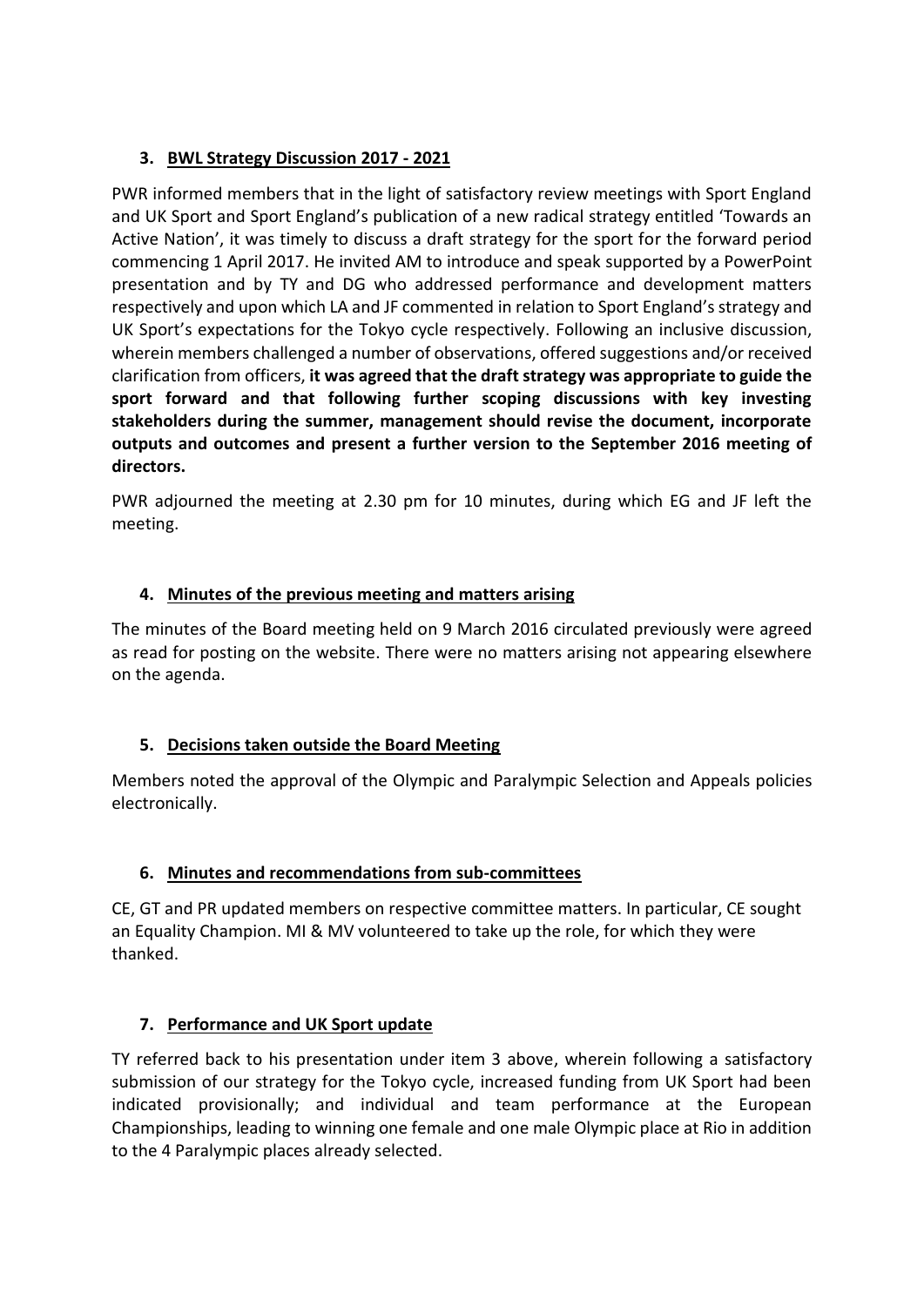## 3. BWL Strategy Discussion 2017 - 2021

PWR informed members that in the light of satisfactory review meetings with Sport England and UK Sport and Sport England's publication of a new radical strategy entitled 'Towards an Active Nation', it was timely to discuss a draft strategy for the sport for the forward period commencing 1 April 2017. He invited AM to introduce and speak supported by a PowerPoint presentation and by TY and DG who addressed performance and development matters respectively and upon which LA and JF commented in relation to Sport England's strategy and UK Sport's expectations for the Tokyo cycle respectively. Following an inclusive discussion, wherein members challenged a number of observations, offered suggestions and/or received clarification from officers, **it was agreed that the draft strategy was appropriate to guide the sport forward and that following further scoping discussions with key investing stakeholders during the summer, management should revise the document, incorporate outputs and outcomes and present a further version to the September 2016 meeting of directors.**

PWR adjourned the meeting at 2.30 pm for 10 minutes, during which EG and JF left the meeting.

## 4. Minutes of the previous meeting and matters arising

The minutes of the Board meeting held on 9 March 2016 circulated previously were agreed as read for posting on the website. There were no matters arising not appearing elsewhere on the agenda.

## 5. Decisions taken outside the Board Meeting

Members noted the approval of the Olympic and Paralympic Selection and Appeals policies electronically.

## 6. Minutes and recommendations from sub-committees

CE, GT and PR updated members on respective committee matters. In particular, CE sought an Equality Champion. MI & MV volunteered to take up the role, for which they were thanked.

## 7. Performance and UK Sport update

TY referred back to his presentation under item 3 above, wherein following a satisfactory submission of our strategy for the Tokyo cycle, increased funding from UK Sport had been indicated provisionally; and individual and team performance at the European Championships, leading to winning one female and one male Olympic place at Rio in addition to the 4 Paralympic places already selected.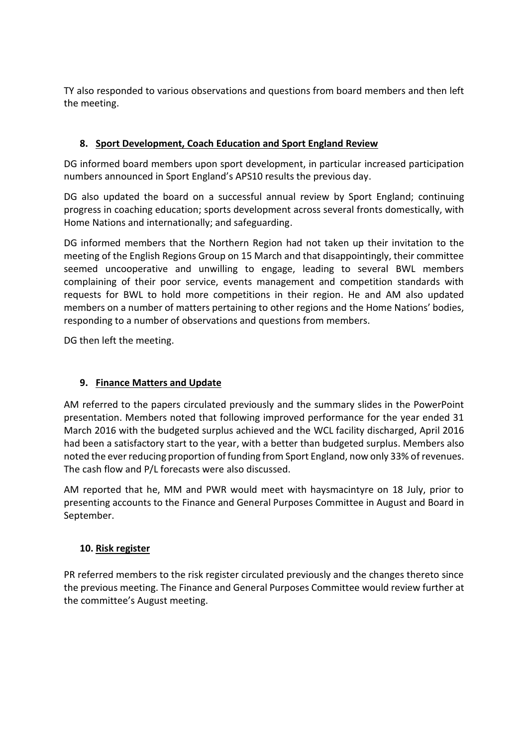TY also responded to various observations and questions from board members and then left the meeting.

## 8. Sport Development, Coach Education and Sport England Review

DG informed board members upon sport development, in particular increased participation numbers announced in Sport England's APS10 results the previous day.

DG also updated the board on a successful annual review by Sport England; continuing progress in coaching education; sports development across several fronts domestically, with Home Nations and internationally; and safeguarding.

DG informed members that the Northern Region had not taken up their invitation to the meeting of the English Regions Group on 15 March and that disappointingly, their committee seemed uncooperative and unwilling to engage, leading to several BWL members complaining of their poor service, events management and competition standards with requests for BWL to hold more competitions in their region. He and AM also updated members on a number of matters pertaining to other regions and the Home Nations' bodies, responding to a number of observations and questions from members.

DG then left the meeting.

## 9. Finance Matters and Update

AM referred to the papers circulated previously and the summary slides in the PowerPoint presentation. Members noted that following improved performance for the year ended 31 March 2016 with the budgeted surplus achieved and the WCL facility discharged, April 2016 had been a satisfactory start to the year, with a better than budgeted surplus. Members also noted the ever reducing proportion of funding from Sport England, now only 33% of revenues. The cash flow and P/L forecasts were also discussed.

AM reported that he, MM and PWR would meet with haysmacintyre on 18 July, prior to presenting accounts to the Finance and General Purposes Committee in August and Board in September.

## 10. Risk register

PR referred members to the risk register circulated previously and the changes thereto since the previous meeting. The Finance and General Purposes Committee would review further at the committee's August meeting.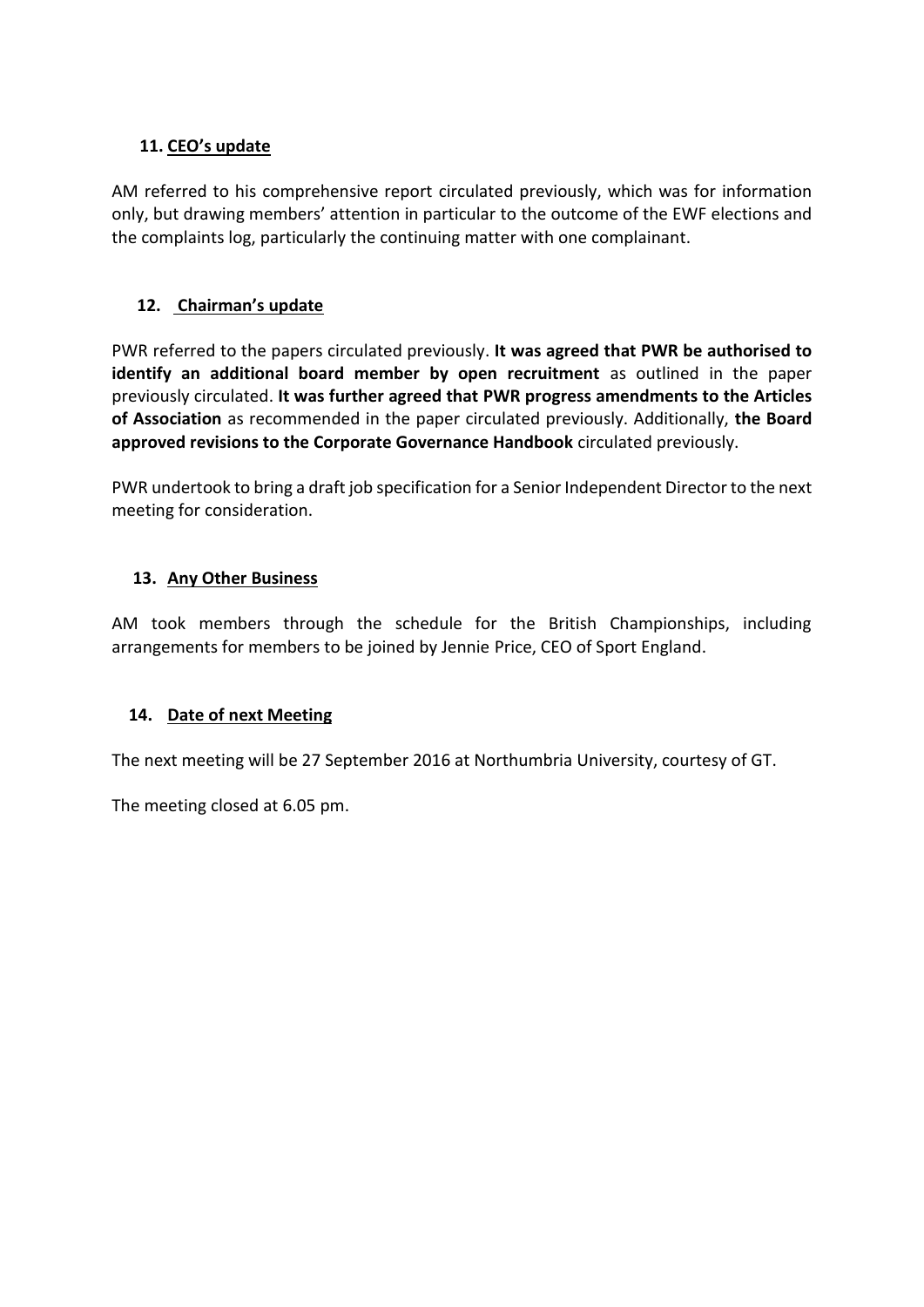## 11. CEO's update

AM referred to his comprehensive report circulated previously, which was for information only, but drawing members' attention in particular to the outcome of the EWF elections and the complaints log, particularly the continuing matter with one complainant.

## 12. Chairman's update

PWR referred to the papers circulated previously. **It was agreed that PWR be authorised to identify an additional board member by open recruitment** as outlined in the paper previously circulated. **It was further agreed that PWR progress amendments to the Articles of Association** as recommended in the paper circulated previously. Additionally, **the Board approved revisions to the Corporate Governance Handbook** circulated previously.

PWR undertook to bring a draft job specification for a Senior Independent Director to the next meeting for consideration.

## 13. Any Other Business

AM took members through the schedule for the British Championships, including arrangements for members to be joined by Jennie Price, CEO of Sport England.

## 14. Date of next Meeting

The next meeting will be 27 September 2016 at Northumbria University, courtesy of GT.

The meeting closed at 6.05 pm.